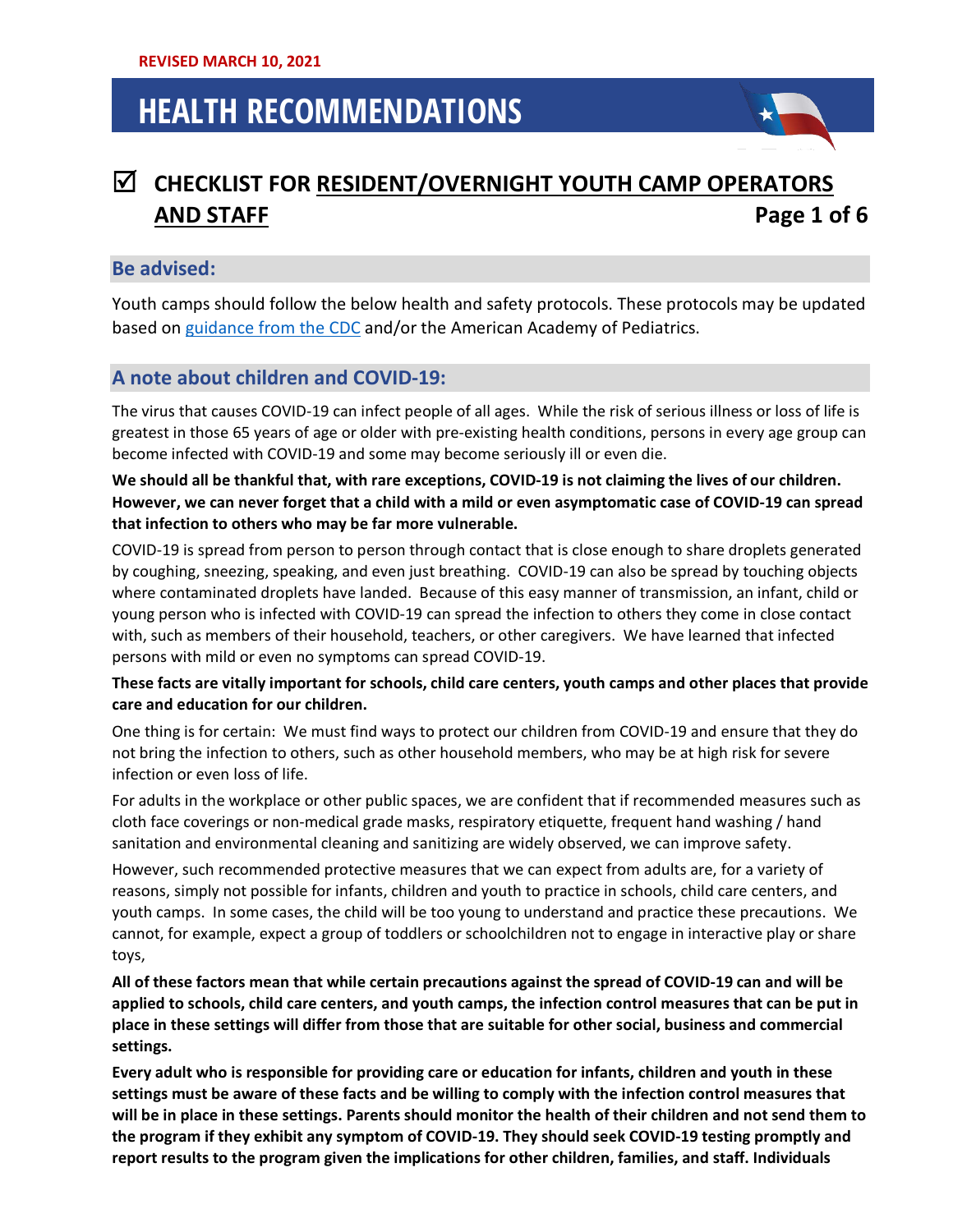REVISED MARCH 10, 2021

# HEALTH RECOMMENDATIONS

## ☑ CHECKLIST FOR RESIDENT/OVERNIGHT YOUTH CAMP OPERATORS AND STAFF

### Be advised:

Youth camps should follow the below health and safety protocols. These protocols may be updated based on [guidance from the CDC]() and/or the American Academy of Pediatrics.

### A note about children and COVID-19:

The virus that causes COVID-19 can infect people of all ages. While the risk of serious illness or loss of life is greatest in those 65 years of age or older with pre-existing health conditions, persons in every age group can become infected with COVID-19 and some may become seriously ill or even die.

**We should all be thankful that, with rare exceptions, COVID-19 is not claiming the lives of our children. However, we can never forget that a child with a mild or even asymptomatic case of COVID-19 can spread that infection to others who may be far more vulnerable.**

COVID-19 is spread from person to person through contact that is close enough to share droplets generated by coughing, sneezing, speaking, and even just breathing. COVID-19 can also be spread by touching objects where contaminated droplets have landed. Because of this easy manner of transmission, an infant, child or young person who is infected with COVID-19 can spread the infection to others they come in close contact with, such as members of their household, teachers, or other caregivers. We have learned that infected persons with mild or even no symptoms can spread COVID-19.

**These facts are vitally important for schools, child care centers, youth camps and other places that provide care and education for our children.**

One thing is for certain: We must find ways to protect our children from COVID-19 and ensure that they do not bring the infection to others, such as other household members, who may be at high risk for severe infection or even loss of life.

For adults in the workplace or other public spaces, we are confident that if recommended measures such as cloth face coverings or non-medical grade masks, respiratory etiquette, frequent hand washing / hand sanitation and environmental cleaning and sanitizing are widely observed, we can improve safety.

However, such recommended protective measures that we can expect from adults are, for a variety of reasons, simply not possible for infants, children and youth to practice in schools, child care centers, and youth camps. In some cases, the child will be too young to understand and practice these precautions. We cannot, for example, expect a group of toddlers or schoolchildren not to engage in interactive play or share toys,

**All of these factors mean that while certain precautions against the spread of COVID-19 can and will be applied to schools, child care centers, and youth camps, the infection control measures that can be put in place in these settings will differ from those that are suitable for other social, business and commercial settings.**

**Every adult who is responsible for providing care or education for infants, children and youth in these settings must be aware of these facts and be willing to comply with the infection control measures that will be in place in these settings. Parents should monitor the health of their children and not send them to the program if they exhibit any symptom of COVID-19. They should seek COVID-19 testing promptly and report results to the program given the implications for other children, families, and staff. Individuals**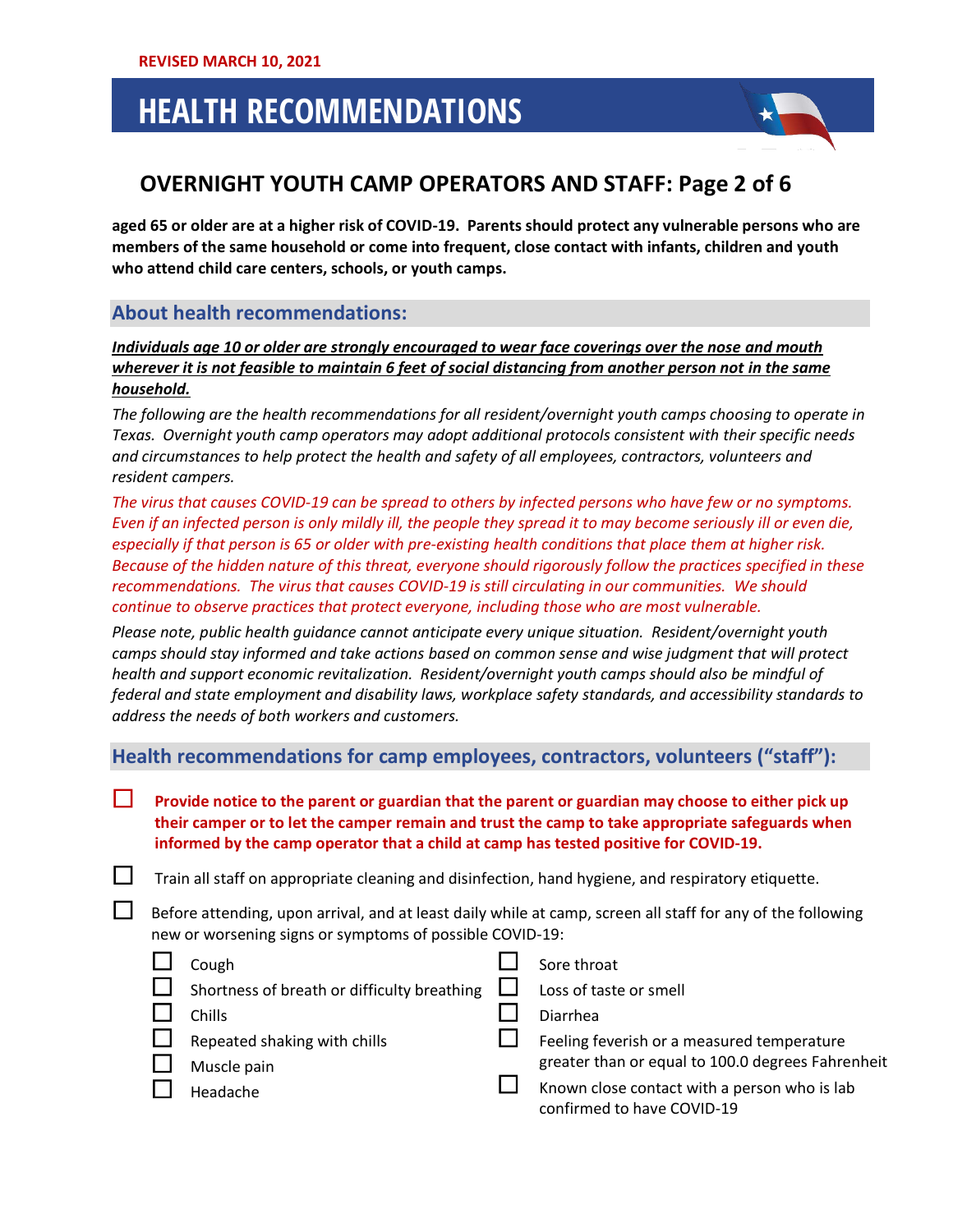**aged 65 or older are at a higher risk of COVID-19. Parents should protect any vulnerable persons who are members of the same household or come into frequent, close contact with infants, children and youth who attend child care centers, schools, or youth camps.**

## About health recommendations:

***Individuals age 10 or older are strongly encouraged to wear face coverings over the nose and mouth wherever it is not feasible to maintain 6 feet of social distancing from another person not in the same household.***

*The following are the health recommendations for all resident/overnight youth camps choosing to operate in Texas. Overnight youth camp operators may adopt additional protocols consistent with their specific needs and circumstances to help protect the health and safety of all employees, contractors, volunteers and resident campers.*

*The virus that causes COVID-19 can be spread to others by infected persons who have few or no symptoms. Even if an infected person is only mildly ill, the people they spread it to may become seriously ill or even die, especially if that person is 65 or older with pre-existing health conditions that place them at higher risk. Because of the hidden nature of this threat, everyone should rigorously follow the practices specified in these recommendations. The virus that causes COVID-19 is still circulating in our communities. We should continue to observe practices that protect everyone, including those who are most vulnerable.*

*Please note, public health guidance cannot anticipate every unique situation. Resident/overnight youth camps should stay informed and take actions based on common sense and wise judgment that will protect health and support economic revitalization. Resident/overnight youth camps should also be mindful of federal and state employment and disability laws, workplace safety standards, and accessibility standards to address the needs of both workers and customers.*

## Health recommendations for camp employees, contractors, volunteers ("staff"):

- [ ] **Provide notice to the parent or guardian that the parent or guardian may choose to either pick up their camper or to let the camper remain and trust the camp to take appropriate safeguards when informed by the camp operator that a child at camp has tested positive for COVID-19.**
- [ ] Train all staff on appropriate cleaning and disinfection, hand hygiene, and respiratory etiquette.
- [ ] Before attending, upon arrival, and at least daily while at camp, screen all staff for any of the following new or worsening signs or symptoms of possible COVID-19:
  - [ ] Cough
  - [ ] Shortness of breath or difficulty breathing
  - [ ] Chills
  - [ ] Repeated shaking with chills
  - [ ] Muscle pain
  - [ ] Headache
  - [ ] Sore throat
  - [ ] Loss of taste or smell
  - [ ] Diarrhea
  - [ ] Feeling feverish or a measured temperature greater than or equal to 100.0 degrees Fahrenheit
  - [ ] Known close contact with a person who is lab confirmed to have COVID-19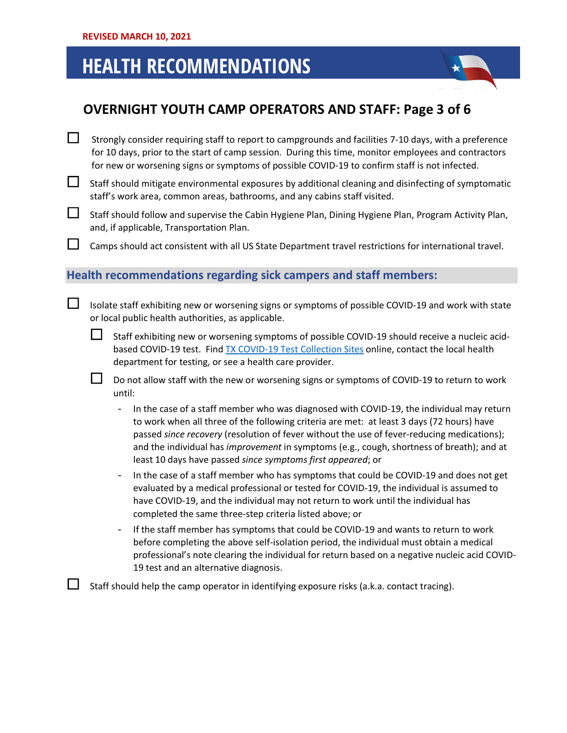REVISED MARCH 10, 2021

# HEALTH RECOMMENDATIONS

## OVERNIGHT YOUTH CAMP OPERATORS AND STAFF: Page 3 of 6

- ☐ Strongly consider requiring staff to report to campgrounds and facilities 7-10 days, with a preference for 10 days, prior to the start of camp session. During this time, monitor employees and contractors for new or worsening signs or symptoms of possible COVID-19 to confirm staff is not infected.
- ☐ Staff should mitigate environmental exposures by additional cleaning and disinfecting of symptomatic staff's work area, common areas, bathrooms, and any cabins staff visited.
- ☐ Staff should follow and supervise the Cabin Hygiene Plan, Dining Hygiene Plan, Program Activity Plan, and, if applicable, Transportation Plan.
- ☐ Camps should act consistent with all US State Department travel restrictions for international travel.

### Health recommendations regarding sick campers and staff members:

- ☐ Isolate staff exhibiting new or worsening signs or symptoms of possible COVID-19 and work with state or local public health authorities, as applicable.
  - ☐ Staff exhibiting new or worsening symptoms of possible COVID-19 should receive a nucleic acid-based COVID-19 test. Find [TX COVID-19 Test Collection Sites]() online, contact the local health department for testing, or see a health care provider.
  - ☐ Do not allow staff with the new or worsening signs or symptoms of COVID-19 to return to work until:
    - In the case of a staff member who was diagnosed with COVID-19, the individual may return to work when all three of the following criteria are met: at least 3 days (72 hours) have passed *since recovery* (resolution of fever without the use of fever-reducing medications); and the individual has *improvement* in symptoms (e.g., cough, shortness of breath); and at least 10 days have passed *since symptoms first appeared*; or
    - In the case of a staff member who has symptoms that could be COVID-19 and does not get evaluated by a medical professional or tested for COVID-19, the individual is assumed to have COVID-19, and the individual may not return to work until the individual has completed the same three-step criteria listed above; or
    - If the staff member has symptoms that could be COVID-19 and wants to return to work before completing the above self-isolation period, the individual must obtain a medical professional's note clearing the individual for return based on a negative nucleic acid COVID-19 test and an alternative diagnosis.
- ☐ Staff should help the camp operator in identifying exposure risks (a.k.a. contact tracing).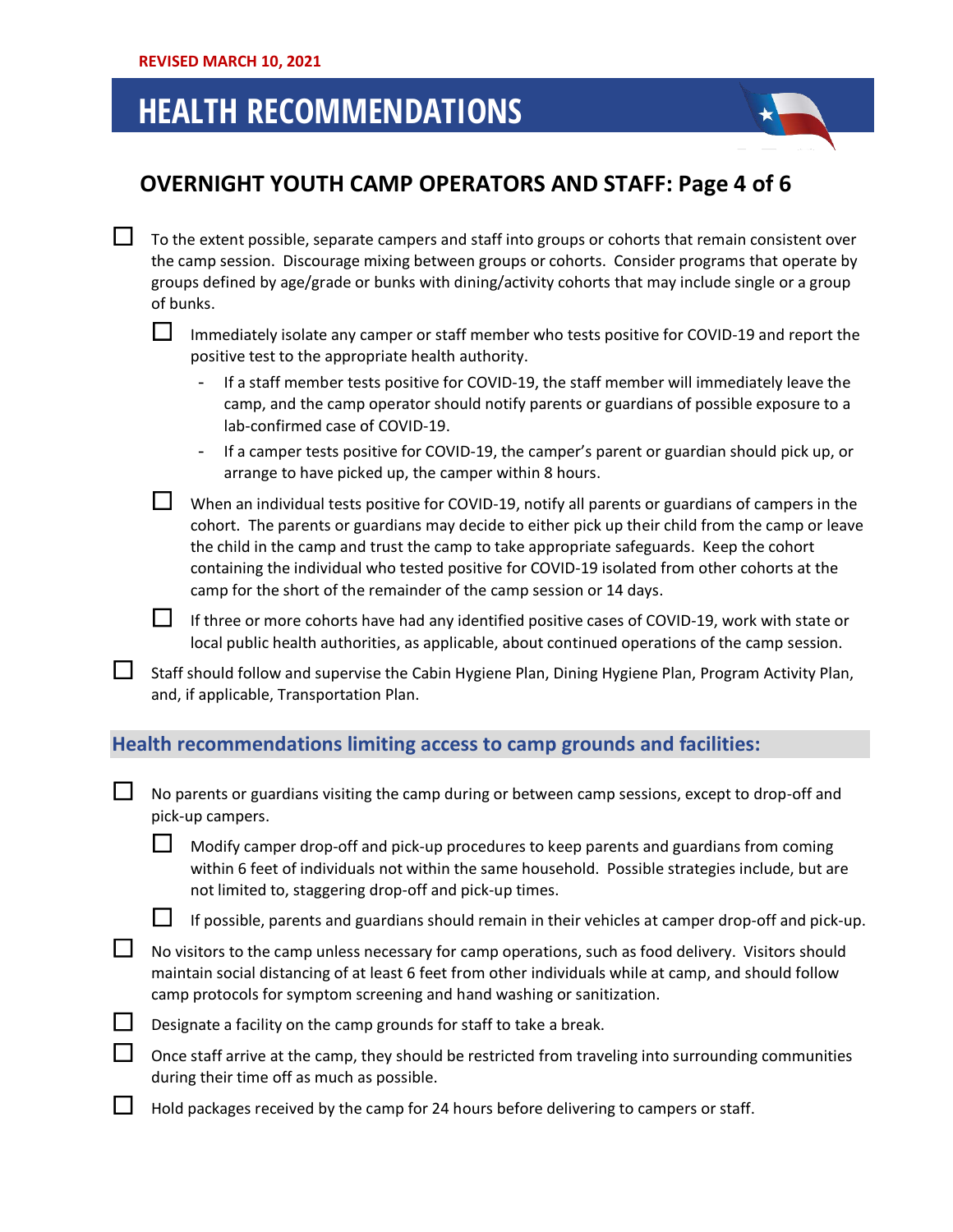REVISED MARCH 10, 2021

# HEALTH RECOMMENDATIONS

## OVERNIGHT YOUTH CAMP OPERATORS AND STAFF: Page 4 of 6

- ☐ To the extent possible, separate campers and staff into groups or cohorts that remain consistent over the camp session. Discourage mixing between groups or cohorts. Consider programs that operate by groups defined by age/grade or bunks with dining/activity cohorts that may include single or a group of bunks.
  - ☐ Immediately isolate any camper or staff member who tests positive for COVID-19 and report the positive test to the appropriate health authority.
    - If a staff member tests positive for COVID-19, the staff member will immediately leave the camp, and the camp operator should notify parents or guardians of possible exposure to a lab-confirmed case of COVID-19.
    - If a camper tests positive for COVID-19, the camper's parent or guardian should pick up, or arrange to have picked up, the camper within 8 hours.
  - ☐ When an individual tests positive for COVID-19, notify all parents or guardians of campers in the cohort. The parents or guardians may decide to either pick up their child from the camp or leave the child in the camp and trust the camp to take appropriate safeguards. Keep the cohort containing the individual who tested positive for COVID-19 isolated from other cohorts at the camp for the short of the remainder of the camp session or 14 days.
  - ☐ If three or more cohorts have had any identified positive cases of COVID-19, work with state or local public health authorities, as applicable, about continued operations of the camp session.
- ☐ Staff should follow and supervise the Cabin Hygiene Plan, Dining Hygiene Plan, Program Activity Plan, and, if applicable, Transportation Plan.

### Health recommendations limiting access to camp grounds and facilities:

- ☐ No parents or guardians visiting the camp during or between camp sessions, except to drop-off and pick-up campers.
  - ☐ Modify camper drop-off and pick-up procedures to keep parents and guardians from coming within 6 feet of individuals not within the same household. Possible strategies include, but are not limited to, staggering drop-off and pick-up times.
  - ☐ If possible, parents and guardians should remain in their vehicles at camper drop-off and pick-up.
- ☐ No visitors to the camp unless necessary for camp operations, such as food delivery. Visitors should maintain social distancing of at least 6 feet from other individuals while at camp, and should follow camp protocols for symptom screening and hand washing or sanitization.
- ☐ Designate a facility on the camp grounds for staff to take a break.
- ☐ Once staff arrive at the camp, they should be restricted from traveling into surrounding communities during their time off as much as possible.
- ☐ Hold packages received by the camp for 24 hours before delivering to campers or staff.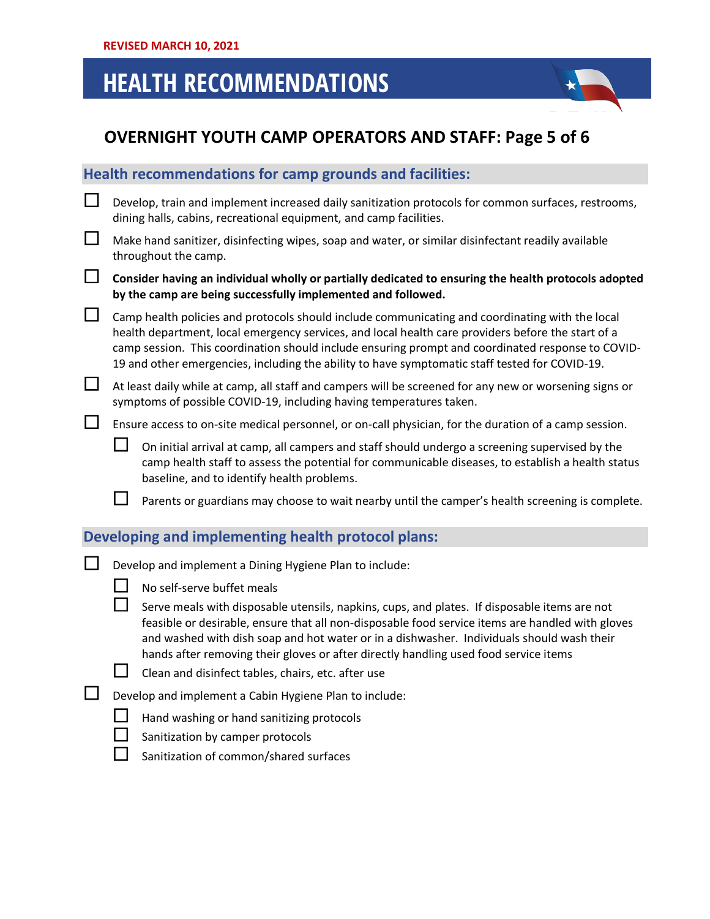REVISED MARCH 10, 2021

# HEALTH RECOMMENDATIONS

## OVERNIGHT YOUTH CAMP OPERATORS AND STAFF: Page 5 of 6

### Health recommendations for camp grounds and facilities:

- ☐ Develop, train and implement increased daily sanitization protocols for common surfaces, restrooms, dining halls, cabins, recreational equipment, and camp facilities.
- ☐ Make hand sanitizer, disinfecting wipes, soap and water, or similar disinfectant readily available throughout the camp.
- ☐ **Consider having an individual wholly or partially dedicated to ensuring the health protocols adopted by the camp are being successfully implemented and followed.**
- ☐ Camp health policies and protocols should include communicating and coordinating with the local health department, local emergency services, and local health care providers before the start of a camp session. This coordination should include ensuring prompt and coordinated response to COVID-19 and other emergencies, including the ability to have symptomatic staff tested for COVID-19.
- ☐ At least daily while at camp, all staff and campers will be screened for any new or worsening signs or symptoms of possible COVID-19, including having temperatures taken.
- ☐ Ensure access to on-site medical personnel, or on-call physician, for the duration of a camp session.
  - ☐ On initial arrival at camp, all campers and staff should undergo a screening supervised by the camp health staff to assess the potential for communicable diseases, to establish a health status baseline, and to identify health problems.
  - ☐ Parents or guardians may choose to wait nearby until the camper's health screening is complete.

### Developing and implementing health protocol plans:

- ☐ Develop and implement a Dining Hygiene Plan to include:
  - ☐ No self-serve buffet meals
  - ☐ Serve meals with disposable utensils, napkins, cups, and plates. If disposable items are not feasible or desirable, ensure that all non-disposable food service items are handled with gloves and washed with dish soap and hot water or in a dishwasher. Individuals should wash their hands after removing their gloves or after directly handling used food service items
  - ☐ Clean and disinfect tables, chairs, etc. after use
- ☐ Develop and implement a Cabin Hygiene Plan to include:
  - ☐ Hand washing or hand sanitizing protocols
  - ☐ Sanitization by camper protocols
  - ☐ Sanitization of common/shared surfaces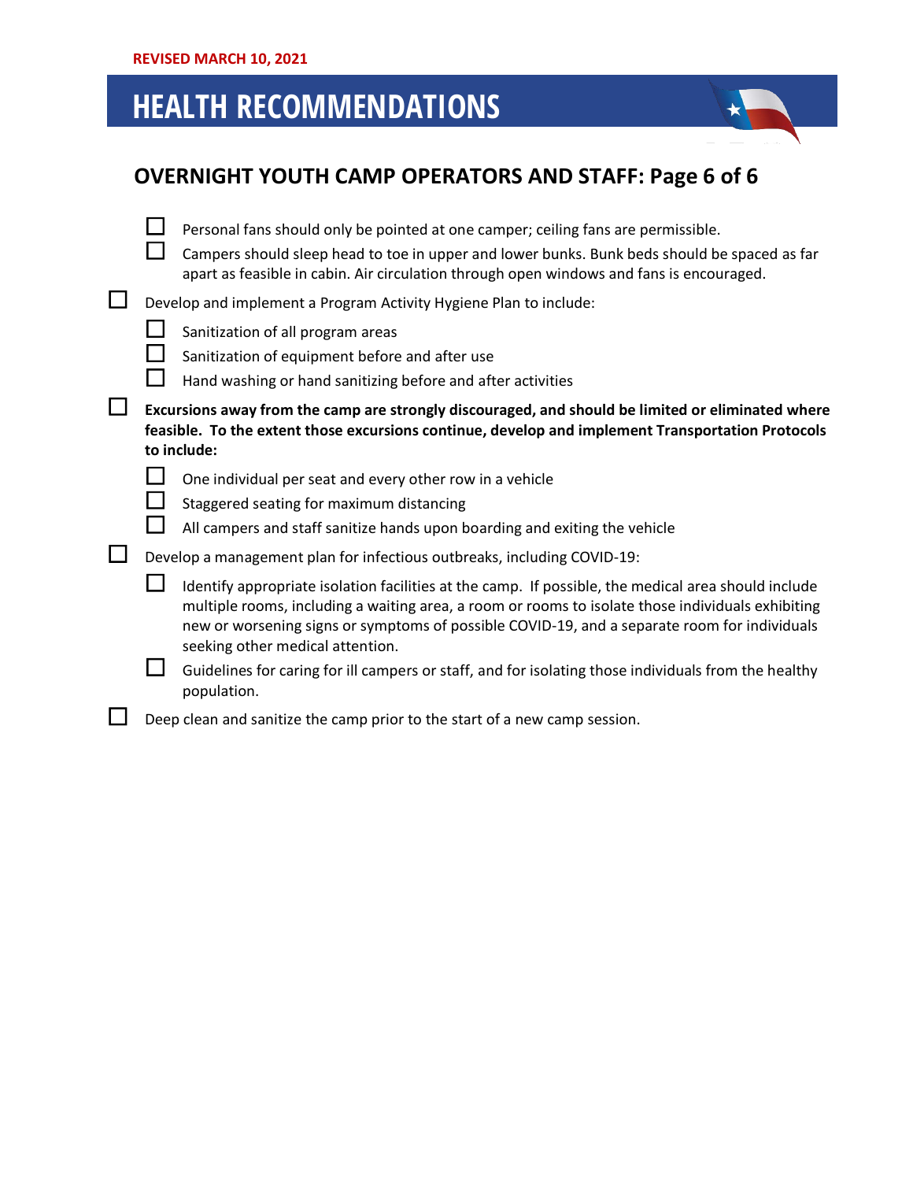REVISED MARCH 10, 2021

# HEALTH RECOMMENDATIONS

## OVERNIGHT YOUTH CAMP OPERATORS AND STAFF: Page 6 of 6

- ☐ Personal fans should only be pointed at one camper; ceiling fans are permissible.
- ☐ Campers should sleep head to toe in upper and lower bunks. Bunk beds should be spaced as far apart as feasible in cabin. Air circulation through open windows and fans is encouraged.

☐ Develop and implement a Program Activity Hygiene Plan to include:

- ☐ Sanitization of all program areas
- ☐ Sanitization of equipment before and after use
- ☐ Hand washing or hand sanitizing before and after activities

☐ **Excursions away from the camp are strongly discouraged, and should be limited or eliminated where feasible. To the extent those excursions continue, develop and implement Transportation Protocols to include:**

- ☐ One individual per seat and every other row in a vehicle
- ☐ Staggered seating for maximum distancing
- ☐ All campers and staff sanitize hands upon boarding and exiting the vehicle

☐ Develop a management plan for infectious outbreaks, including COVID-19:

- ☐ Identify appropriate isolation facilities at the camp. If possible, the medical area should include multiple rooms, including a waiting area, a room or rooms to isolate those individuals exhibiting new or worsening signs or symptoms of possible COVID-19, and a separate room for individuals seeking other medical attention.
- ☐ Guidelines for caring for ill campers or staff, and for isolating those individuals from the healthy population.

☐ Deep clean and sanitize the camp prior to the start of a new camp session.